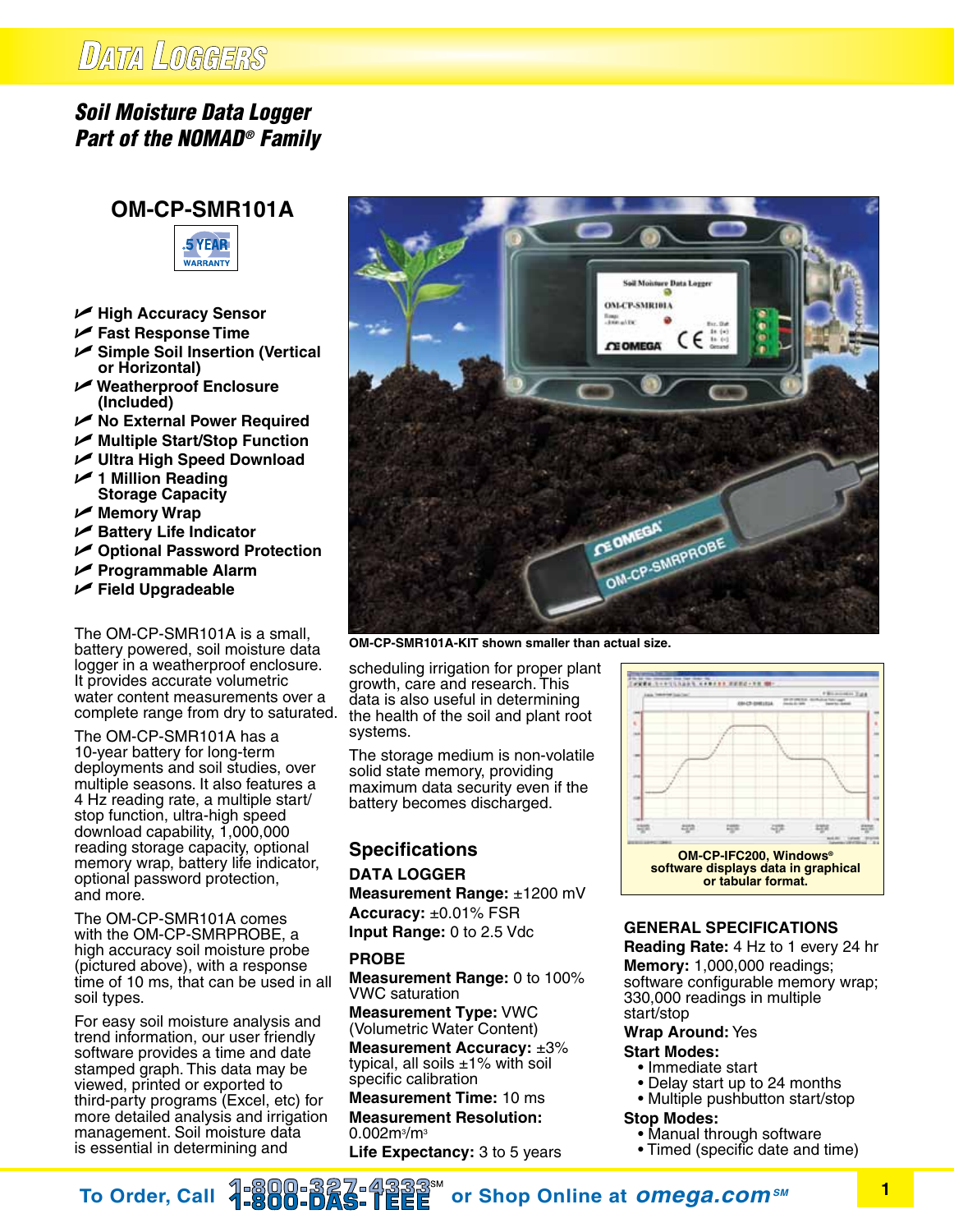# Data Loggers

## *Soil Moisture Data Logger Part of the NOMAD® Family*

### OM-CP-SMR101A

5 YEAR WARRANTY

- High Accuracy Sensor
- Fast Response Time
- Simple Soil Insertion (Vertical or Horizontal)
- Weatherproof Enclosure (Included)
- No External Power Required
- Multiple Start/Stop Function
- Ultra High Speed Download
- 1 Million Reading Storage Capacity
- Memory Wrap
- Battery Life Indicator
- Optional Password Protection
- Programmable Alarm
- Field Upgradeable

OM-CP-SMR101A-KIT shown smaller than actual size.

The OM-CP-SMR101A is a small, battery powered, soil moisture data logger in a weatherproof enclosure. It provides accurate volumetric water content measurements over a complete range from dry to saturated.

The OM-CP-SMR101A has a 10-year battery for long-term deployments and soil studies, over multiple seasons. It also features a 4 Hz reading rate, a multiple start/stop function, ultra-high speed download capability, 1,000,000 reading storage capacity, optional memory wrap, battery life indicator, optional password protection, and more.

The OM-CP-SMR101A comes with the OM-CP-SMRPROBE, a high accuracy soil moisture probe (pictured above), with a response time of 10 ms, that can be used in all soil types.

For easy soil moisture analysis and trend information, our user friendly software provides a time and date stamped graph. This data may be viewed, printed or exported to third-party programs (Excel, etc) for more detailed analysis and irrigation management. Soil moisture data is essential in determining and scheduling irrigation for proper plant growth, care and research. This data is also useful in determining the health of the soil and plant root systems.

The storage medium is non-volatile solid state memory, providing maximum data security even if the battery becomes discharged.

OM-CP-IFC200, Windows® software displays data in graphical or tabular format.

## Specifications

### DATA LOGGER

**Measurement Range:** ±1200 mV  
**Accuracy:** ±0.01% FSR  
**Input Range:** 0 to 2.5 Vdc

### PROBE

**Measurement Range:** 0 to 100% VWC saturation  
**Measurement Type:** VWC (Volumetric Water Content)  
**Measurement Accuracy:** ±3% typical, all soils ±1% with soil specific calibration  
**Measurement Time:** 10 ms  
**Measurement Resolution:** 0.002m$^3$/m$^3$  
**Life Expectancy:** 3 to 5 years

### GENERAL SPECIFICATIONS

**Reading Rate:** 4 Hz to 1 every 24 hr  
**Memory:** 1,000,000 readings; software configurable memory wrap; 330,000 readings in multiple start/stop  
**Wrap Around:** Yes  
**Start Modes:**
- Immediate start
- Delay start up to 24 months
- Multiple pushbutton start/stop

**Stop Modes:**
- Manual through software
- Timed (specific date and time)

To Order, Call 1-800-827-4333℠ 1-800-DAS-IEEE or Shop Online at omega.com℠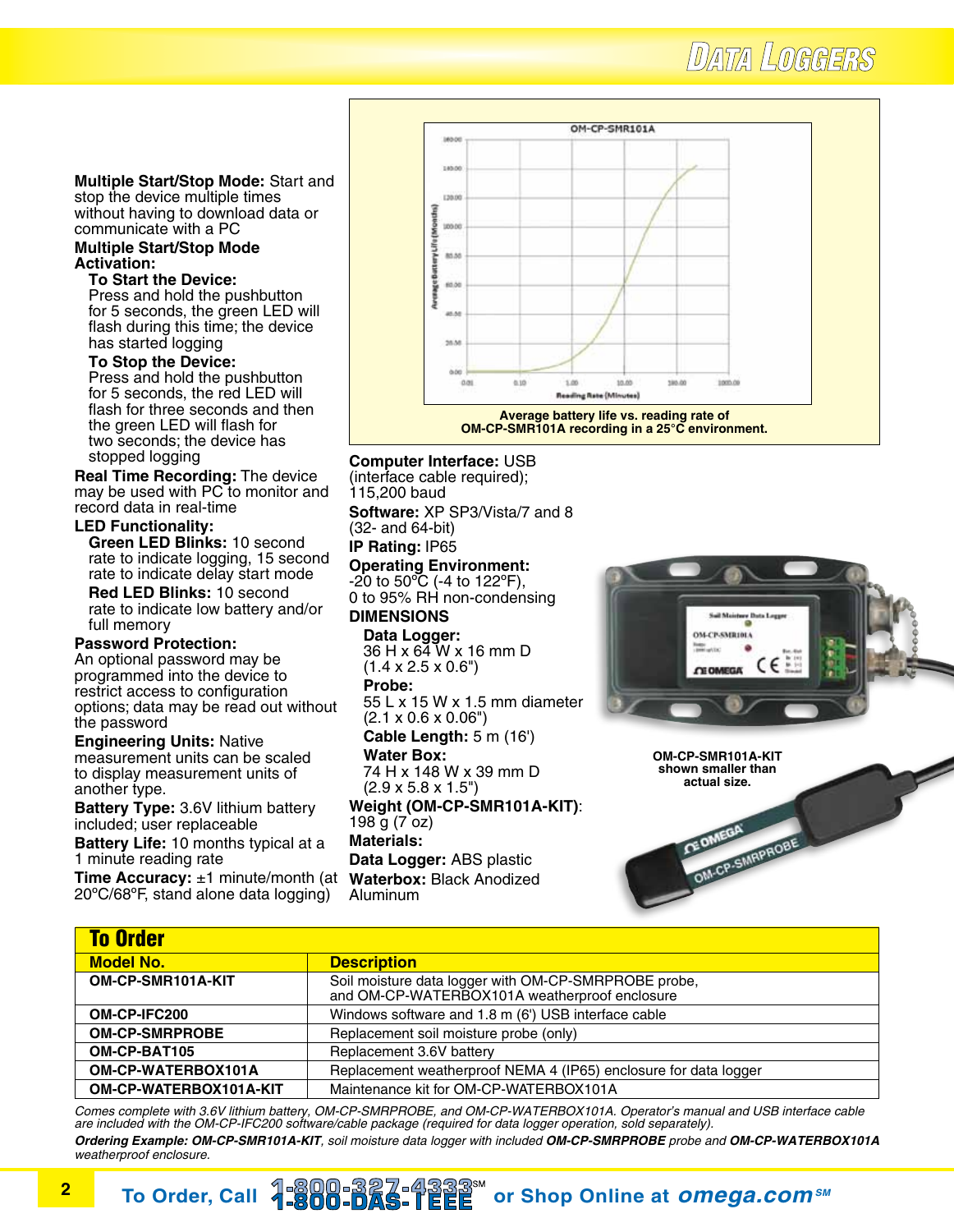**Multiple Start/Stop Mode:** Start and stop the device multiple times without having to download data or communicate with a PC

**Multiple Start/Stop Mode Activation:**

**To Start the Device:**
Press and hold the pushbutton for 5 seconds, the green LED will flash during this time; the device has started logging

**To Stop the Device:**
Press and hold the pushbutton for 5 seconds, the red LED will flash for three seconds and then the green LED will flash for two seconds; the device has stopped logging

**Real Time Recording:** The device may be used with PC to monitor and record data in real-time

**LED Functionality:**

**Green LED Blinks:** 10 second rate to indicate logging, 15 second rate to indicate delay start mode

**Red LED Blinks:** 10 second rate to indicate low battery and/or full memory

**Password Protection:**
An optional password may be programmed into the device to restrict access to configuration options; data may be read out without the password

**Engineering Units:** Native measurement units can be scaled to display measurement units of another type.

**Battery Type:** 3.6V lithium battery included; user replaceable

**Battery Life:** 10 months typical at a 1 minute reading rate

**Time Accuracy:** ±1 minute/month (at 20ºC/68ºF, stand alone data logging)

OM-CP-SMR101A

Average Battery Life (Months)

160.00
140.00
120.00
100.00
80.00
60.00
40.00
20.00
0.00

0.01
0.10
1.00
10.00
100.00
1000.00

Reading Rate (Minutes)

**Average battery life vs. reading rate of OM-CP-SMR101A recording in a 25°C environment.**

**Computer Interface:** USB (interface cable required); 115,200 baud

**Software:** XP SP3/Vista/7 and 8 (32- and 64-bit)

**IP Rating:** IP65

**Operating Environment:**
-20 to 50ºC (-4 to 122ºF),
0 to 95% RH non-condensing

**DIMENSIONS**

**Data Logger:**
36 H x 64 W x 16 mm D
(1.4 x 2.5 x 0.6")

**Probe:**
55 L x 15 W x 1.5 mm diameter
(2.1 x 0.6 x 0.06")

**Cable Length:** 5 m (16')

**Water Box:**
74 H x 148 W x 39 mm D
(2.9 x 5.8 x 1.5")

**Weight (OM-CP-SMR101A-KIT)**:
198 g (7 oz)

**Materials:**

**Data Logger:** ABS plastic

**Waterbox:** Black Anodized Aluminum

**OM-CP-SMR101A-KIT shown smaller than actual size.**

## To Order

| Model No. | Description |
|---|---|
| OM-CP-SMR101A-KIT | Soil moisture data logger with OM-CP-SMRPROBE probe, and OM-CP-WATERBOX101A weatherproof enclosure |
| OM-CP-IFC200 | Windows software and 1.8 m (6') USB interface cable |
| OM-CP-SMRPROBE | Replacement soil moisture probe (only) |
| OM-CP-BAT105 | Replacement 3.6V battery |
| OM-CP-WATERBOX101A | Replacement weatherproof NEMA 4 (IP65) enclosure for data logger |
| OM-CP-WATERBOX101A-KIT | Maintenance kit for OM-CP-WATERBOX101A |

*Comes complete with 3.6V lithium battery, OM-CP-SMRPROBE, and OM-CP-WATERBOX101A. Operator's manual and USB interface cable are included with the OM-CP-IFC200 software/cable package (required for data logger operation, sold separately).*

***Ordering Example: OM-CP-SMR101A-KIT**, soil moisture data logger with included **OM-CP-SMRPROBE** probe and **OM-CP-WATERBOX101A** weatherproof enclosure.*